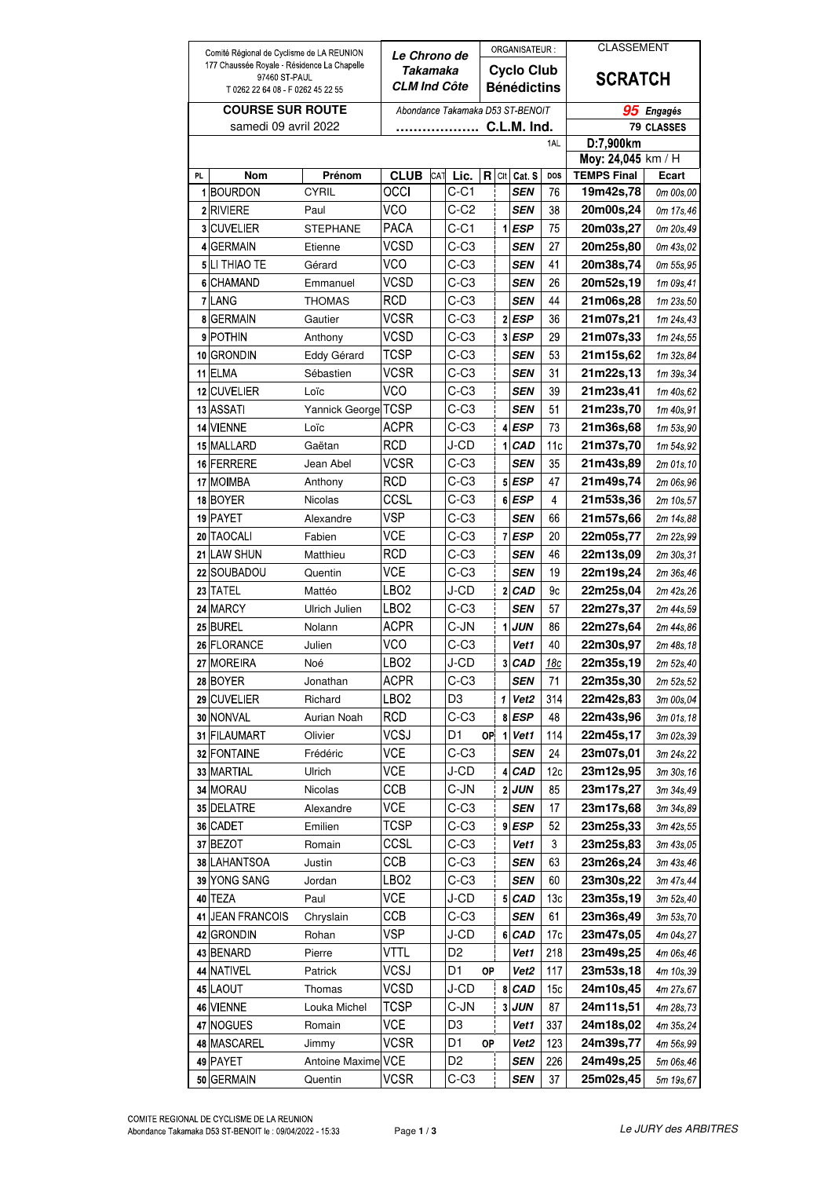| Comité Régional de Cyclisme de La REUNION<br>177 Chaussée Royale - Résidence La Chapelle<br>97460 ST-PAUL<br>T 0262 22 64 08 - F 0262 45 22 55 | Le Chrono de Takamaka<br>CLM Ind Côte | ORGANISATEUR :<br>Cyclo Club Bénédictins | CLASSEMENT<br>SCRATCH |
|---|---|---|---|
| COURSE SUR ROUTE<br>samedi 09 avril 2022 | Abondance Takamaka D53 ST-BENOIT<br>................ C.L.M. Ind. | | 95 Engagés<br>79 CLASSES |
| | | 1AL | D:7,900km<br>Moy: 24,045 km / H |

| PL | Nom | Prénom | CLUB | CAT | Lic. | R | Clt | Cat. S | DOS | TEMPS Final | Ecart |
|---|---|---|---|---|---|---|---|---|---|---|---|
| 1 | BOURDON | CYRIL | OCCI | | C-C1 | | | SEN | 76 | 19m42s,78 | 0m 00s,00 |
| 2 | RIVIERE | Paul | VCO | | C-C2 | | | SEN | 38 | 20m00s,24 | 0m 17s,46 |
| 3 | CUVELIER | STEPHANE | PACA | | C-C1 | | 1 | ESP | 75 | 20m03s,27 | 0m 20s,49 |
| 4 | GERMAIN | Etienne | VCSD | | C-C3 | | | SEN | 27 | 20m25s,80 | 0m 43s,02 |
| 5 | LI THIAO TE | Gérard | VCO | | C-C3 | | | SEN | 41 | 20m38s,74 | 0m 55s,95 |
| 6 | CHAMAND | Emmanuel | VCSD | | C-C3 | | | SEN | 26 | 20m52s,19 | 1m 09s,41 |
| 7 | LANG | THOMAS | RCD | | C-C3 | | | SEN | 44 | 21m06s,28 | 1m 23s,50 |
| 8 | GERMAIN | Gautier | VCSR | | C-C3 | | 2 | ESP | 36 | 21m07s,21 | 1m 24s,43 |
| 9 | POTHIN | Anthony | VCSD | | C-C3 | | 3 | ESP | 29 | 21m07s,33 | 1m 24s,55 |
| 10 | GRONDIN | Eddy Gérard | TCSP | | C-C3 | | | SEN | 53 | 21m15s,62 | 1m 32s,84 |
| 11 | ELMA | Sébastien | VCSR | | C-C3 | | | SEN | 31 | 21m22s,13 | 1m 39s,34 |
| 12 | CUVELIER | Loïc | VCO | | C-C3 | | | SEN | 39 | 21m23s,41 | 1m 40s,62 |
| 13 | ASSATI | Yannick George | TCSP | | C-C3 | | | SEN | 51 | 21m23s,70 | 1m 40s,91 |
| 14 | VIENNE | Loïc | ACPR | | C-C3 | | 4 | ESP | 73 | 21m36s,68 | 1m 53s,90 |
| 15 | MALLARD | Gaëtan | RCD | | J-CD | | 1 | CAD | 11c | 21m37s,70 | 1m 54s,92 |
| 16 | FERRERE | Jean Abel | VCSR | | C-C3 | | | SEN | 35 | 21m43s,89 | 2m 01s,10 |
| 17 | MOIMBA | Anthony | RCD | | C-C3 | | 5 | ESP | 47 | 21m49s,74 | 2m 06s,96 |
| 18 | BOYER | Nicolas | CCSL | | C-C3 | | 6 | ESP | 4 | 21m53s,36 | 2m 10s,57 |
| 19 | PAYET | Alexandre | VSP | | C-C3 | | | SEN | 66 | 21m57s,66 | 2m 14s,88 |
| 20 | TAOCALI | Fabien | VCE | | C-C3 | | 7 | ESP | 20 | 22m05s,77 | 2m 22s,99 |
| 21 | LAW SHUN | Matthieu | RCD | | C-C3 | | | SEN | 46 | 22m13s,09 | 2m 30s,31 |
| 22 | SOUBADOU | Quentin | VCE | | C-C3 | | | SEN | 19 | 22m19s,24 | 2m 36s,46 |
| 23 | TATEL | Mattéo | LBO2 | | J-CD | | 2 | CAD | 9c | 22m25s,04 | 2m 42s,26 |
| 24 | MARCY | Ulrich Julien | LBO2 | | C-C3 | | | SEN | 57 | 22m27s,37 | 2m 44s,59 |
| 25 | BUREL | Nolann | ACPR | | C-JN | | 1 | JUN | 86 | 22m27s,64 | 2m 44s,86 |
| 26 | FLORANCE | Julien | VCO | | C-C3 | | | Vet1 | 40 | 22m30s,97 | 2m 48s,18 |
| 27 | MOREIRA | Noé | LBO2 | | J-CD | | 3 | CAD | 18c | 22m35s,19 | 2m 52s,40 |
| 28 | BOYER | Jonathan | ACPR | | C-C3 | | | SEN | 71 | 22m35s,30 | 2m 52s,52 |
| 29 | CUVELIER | Richard | LBO2 | | D3 | | 1 | Vet2 | 314 | 22m42s,83 | 3m 00s,04 |
| 30 | NONVAL | Aurian Noah | RCD | | C-C3 | | 8 | ESP | 48 | 22m43s,96 | 3m 01s,18 |
| 31 | FILAUMART | Olivier | VCSJ | | D1 | OP | 1 | Vet1 | 114 | 22m45s,17 | 3m 02s,39 |
| 32 | FONTAINE | Frédéric | VCE | | C-C3 | | | SEN | 24 | 23m07s,01 | 3m 24s,22 |
| 33 | MARTIAL | Ulrich | VCE | | J-CD | | 4 | CAD | 12c | 23m12s,95 | 3m 30s,16 |
| 34 | MORAU | Nicolas | CCB | | C-JN | | 2 | JUN | 85 | 23m17s,27 | 3m 34s,49 |
| 35 | DELATRE | Alexandre | VCE | | C-C3 | | | SEN | 17 | 23m17s,68 | 3m 34s,89 |
| 36 | CADET | Emilien | TCSP | | C-C3 | | 9 | ESP | 52 | 23m25s,33 | 3m 42s,55 |
| 37 | BEZOT | Romain | CCSL | | C-C3 | | | Vet1 | 3 | 23m25s,83 | 3m 43s,05 |
| 38 | LAHANTSOA | Justin | CCB | | C-C3 | | | SEN | 63 | 23m26s,24 | 3m 43s,46 |
| 39 | YONG SANG | Jordan | LBO2 | | C-C3 | | | SEN | 60 | 23m30s,22 | 3m 47s,44 |
| 40 | TEZA | Paul | VCE | | J-CD | | 5 | CAD | 13c | 23m35s,19 | 3m 52s,40 |
| 41 | JEAN FRANCOIS | Chryslain | CCB | | C-C3 | | | SEN | 61 | 23m36s,49 | 3m 53s,70 |
| 42 | GRONDIN | Rohan | VSP | | J-CD | | 6 | CAD | 17c | 23m47s,05 | 4m 04s,27 |
| 43 | BENARD | Pierre | VTTL | | D2 | | | Vet1 | 218 | 23m49s,25 | 4m 06s,46 |
| 44 | NATIVEL | Patrick | VCSJ | | D1 | OP | | Vet2 | 117 | 23m53s,18 | 4m 10s,39 |
| 45 | LAOUT | Thomas | VCSD | | J-CD | | 8 | CAD | 15c | 24m10s,45 | 4m 27s,67 |
| 46 | VIENNE | Louka Michel | TCSP | | C-JN | | 3 | JUN | 87 | 24m11s,51 | 4m 28s,73 |
| 47 | NOGUES | Romain | VCE | | D3 | | | Vet1 | 337 | 24m18s,02 | 4m 35s,24 |
| 48 | MASCAREL | Jimmy | VCSR | | D1 | OP | | Vet2 | 123 | 24m39s,77 | 4m 56s,99 |
| 49 | PAYET | Antoine Maxime | VCE | | D2 | | | SEN | 226 | 24m49s,25 | 5m 06s,46 |
| 50 | GERMAIN | Quentin | VCSR | | C-C3 | | | SEN | 37 | 25m02s,45 | 5m 19s,67 |

COMITE REGIONAL DE CYCLISME DE LA REUNION
Abondance Takamaka D53 ST-BENOIT le : 09/04/2022 - 15:33

Le JURY des ARBITRES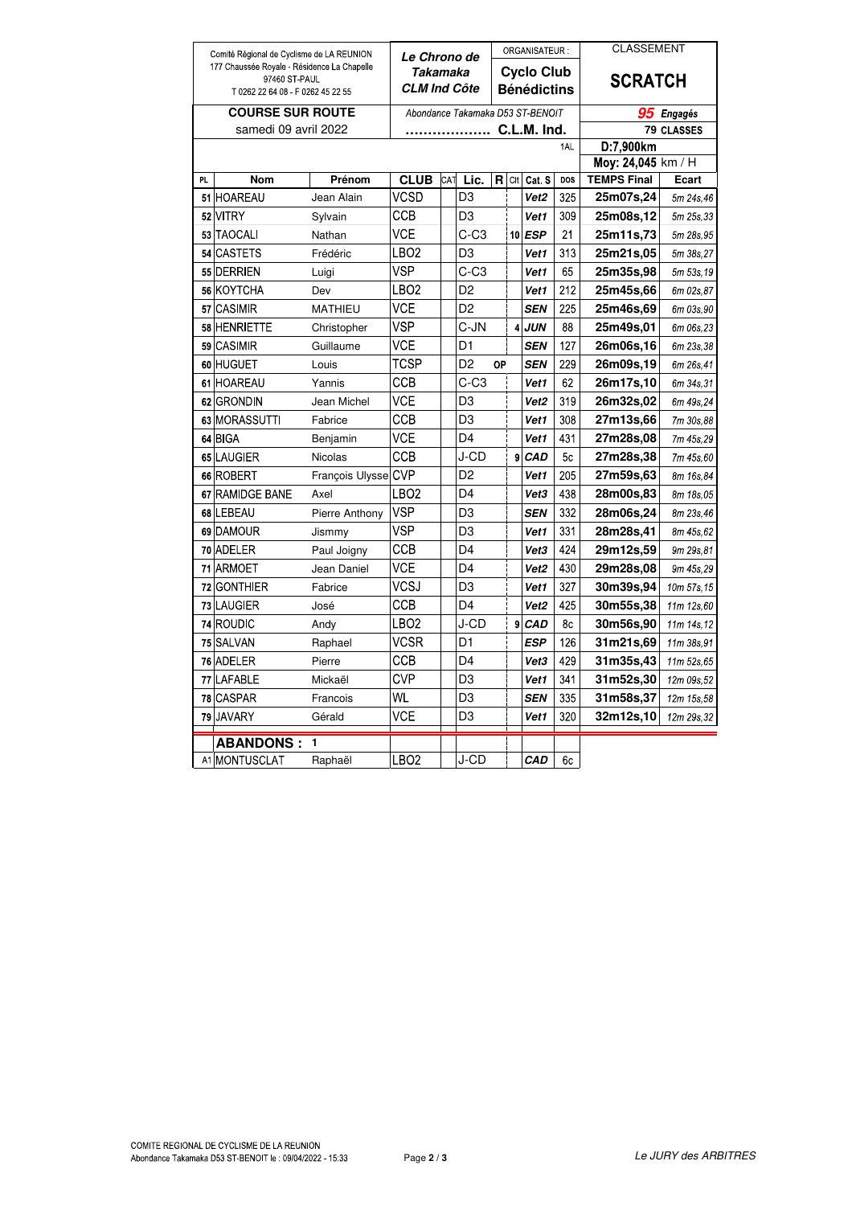| Comité Régional de Cyclisme de LA REUNION<br>177 Chaussée Royale - Résidence La Chapelle<br>97460 ST-PAUL<br>T 0262 22 64 08 - F 0262 45 22 55 | *Le Chrono de Takamaka*<br>*CLM Ind Côte* | ORGANISATEUR :<br>**Cyclo Club Bénédictins** | CLASSEMENT<br>**SCRATCH** |
|---|---|---|---|
| **COURSE SUR ROUTE**<br>samedi 09 avril 2022 | *Abondance Takamaka D53 ST-BENOIT*<br>**.................. C.L.M. Ind.** | | ***95*** *Engagés*<br>**79 CLASSES** |
| | | 1AL | **D:7,900km**<br>**Moy: 24,045** km / H |

| PL | Nom | Prénom | CLUB | CAT | Lic. | R | Clt | Cat. S | DOS | TEMPS Final | Ecart |
|---|---|---|---|---|---|---|---|---|---|---|---|
| 51 | HOAREAU | Jean Alain | VCSD | | D3 | | | Vet2 | 325 | 25m07s,24 | 5m 24s,46 |
| 52 | VITRY | Sylvain | CCB | | D3 | | | Vet1 | 309 | 25m08s,12 | 5m 25s,33 |
| 53 | TAOCALI | Nathan | VCE | | C-C3 | | 10 | ESP | 21 | 25m11s,73 | 5m 28s,95 |
| 54 | CASTETS | Frédéric | LBO2 | | D3 | | | Vet1 | 313 | 25m21s,05 | 5m 38s,27 |
| 55 | DERRIEN | Luigi | VSP | | C-C3 | | | Vet1 | 65 | 25m35s,98 | 5m 53s,19 |
| 56 | KOYTCHA | Dev | LBO2 | | D2 | | | Vet1 | 212 | 25m45s,66 | 6m 02s,87 |
| 57 | CASIMIR | MATHIEU | VCE | | D2 | | | SEN | 225 | 25m46s,69 | 6m 03s,90 |
| 58 | HENRIETTE | Christopher | VSP | | C-JN | | 4 | JUN | 88 | 25m49s,01 | 6m 06s,23 |
| 59 | CASIMIR | Guillaume | VCE | | D1 | | | SEN | 127 | 26m06s,16 | 6m 23s,38 |
| 60 | HUGUET | Louis | TCSP | | D2 | OP | | SEN | 229 | 26m09s,19 | 6m 26s,41 |
| 61 | HOAREAU | Yannis | CCB | | C-C3 | | | Vet1 | 62 | 26m17s,10 | 6m 34s,31 |
| 62 | GRONDIN | Jean Michel | VCE | | D3 | | | Vet2 | 319 | 26m32s,02 | 6m 49s,24 |
| 63 | MORASSUTTI | Fabrice | CCB | | D3 | | | Vet1 | 308 | 27m13s,66 | 7m 30s,88 |
| 64 | BIGA | Benjamin | VCE | | D4 | | | Vet1 | 431 | 27m28s,08 | 7m 45s,29 |
| 65 | LAUGIER | Nicolas | CCB | | J-CD | | 9 | CAD | 5c | 27m28s,38 | 7m 45s,60 |
| 66 | ROBERT | François Ulysse | CVP | | D2 | | | Vet1 | 205 | 27m59s,63 | 8m 16s,84 |
| 67 | RAMIDGE BANE | Axel | LBO2 | | D4 | | | Vet3 | 438 | 28m00s,83 | 8m 18s,05 |
| 68 | LEBEAU | Pierre Anthony | VSP | | D3 | | | SEN | 332 | 28m06s,24 | 8m 23s,46 |
| 69 | DAMOUR | Jismmy | VSP | | D3 | | | Vet1 | 331 | 28m28s,41 | 8m 45s,62 |
| 70 | ADELER | Paul Joigny | CCB | | D4 | | | Vet3 | 424 | 29m12s,59 | 9m 29s,81 |
| 71 | ARMOET | Jean Daniel | VCE | | D4 | | | Vet2 | 430 | 29m28s,08 | 9m 45s,29 |
| 72 | GONTHIER | Fabrice | VCSJ | | D3 | | | Vet1 | 327 | 30m39s,94 | 10m 57s,15 |
| 73 | LAUGIER | José | CCB | | D4 | | | Vet2 | 425 | 30m55s,38 | 11m 12s,60 |
| 74 | ROUDIC | Andy | LBO2 | | J-CD | | 9 | CAD | 8c | 30m56s,90 | 11m 14s,12 |
| 75 | SALVAN | Raphael | VCSR | | D1 | | | ESP | 126 | 31m21s,69 | 11m 38s,91 |
| 76 | ADELER | Pierre | CCB | | D4 | | | Vet3 | 429 | 31m35s,43 | 11m 52s,65 |
| 77 | LAFABLE | Mickaël | CVP | | D3 | | | Vet1 | 341 | 31m52s,30 | 12m 09s,52 |
| 78 | CASPAR | Francois | WL | | D3 | | | SEN | 335 | 31m58s,37 | 12m 15s,58 |
| 79 | JAVARY | Gérald | VCE | | D3 | | | Vet1 | 320 | 32m12s,10 | 12m 29s,32 |

**ABANDONS : 1**

| PL | Nom | Prénom | CLUB | CAT | Lic. | R | Clt | Cat. S | DOS |
|---|---|---|---|---|---|---|---|---|---|
| A1 | MONTUSCLAT | Raphaël | LBO2 | | J-CD | | | CAD | 6c |

COMITE REGIONAL DE CYCLISME DE LA REUNION
Abondance Takamaka D53 ST-BENOIT le : 09/04/2022 - 15:33

*Le JURY des ARBITRES*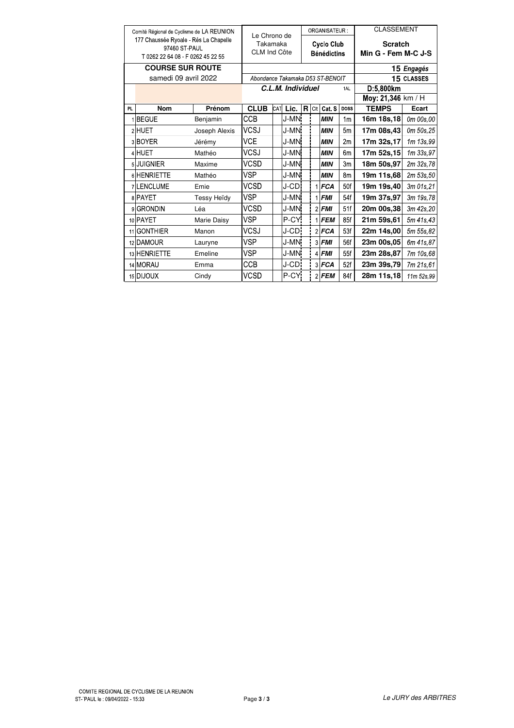| Comité Régional de Cyclisme de LA REUNION<br>177 Chaussée Ryoale - Rés La Chapelle<br>97460 ST-PAUL<br>T 0262 22 64 08 - F 0262 45 22 55 | Le Chrono de Takamaka<br>CLM Ind Côte | ORGANISATEUR :<br>**Cyclo Club Bénédictins** | CLASSEMENT<br>**Scratch**<br>**Min G - Fem M-C J-S** |
|---|---|---|---|
| **COURSE SUR ROUTE** | | | **15** *Engagés* |
| samedi 09 avril 2022 | *Abondance Takamaka D53 ST-BENOIT* | | **15 CLASSES** |
| | ***C.L.M. Individuel*** | 1AL | **D:5,800km** |
| | | | **Moy: 21,346** km / H |

| PL | Nom | Prénom | CLUB | CAT | Lic. | R | Clt | Cat. S | DOSS | TEMPS | Ecart |
|---|---|---|---|---|---|---|---|---|---|---|---|
| 1 | BEGUE | Benjamin | CCB | | J-MN | | | *MIN* | 1m | **16m 18s,18** | *0m 00s,00* |
| 2 | HUET | Joseph Alexis | VCSJ | | J-MN | | | *MIN* | 5m | **17m 08s,43** | *0m 50s,25* |
| 3 | BOYER | Jérémy | VCE | | J-MN | | | *MIN* | 2m | **17m 32s,17** | *1m 13s,99* |
| 4 | HUET | Mathéo | VCSJ | | J-MN | | | *MIN* | 6m | **17m 52s,15** | *1m 33s,97* |
| 5 | JUIGNIER | Maxime | VCSD | | J-MN | | | *MIN* | 3m | **18m 50s,97** | *2m 32s,78* |
| 6 | HENRIETTE | Mathéo | VSP | | J-MN | | | *MIN* | 8m | **19m 11s,68** | *2m 53s,50* |
| 7 | LENCLUME | Emie | VCSD | | J-CD | | 1 | *FCA* | 50f | **19m 19s,40** | *3m 01s,21* |
| 8 | PAYET | Tessy Heïdy | VSP | | J-MN | | 1 | *FMI* | 54f | **19m 37s,97** | *3m 19s,78* |
| 9 | GRONDIN | Léa | VCSD | | J-MN | | 2 | *FMI* | 51f | **20m 00s,38** | *3m 42s,20* |
| 10 | PAYET | Marie Daisy | VSP | | P-CY | | 1 | *FEM* | 85f | **21m 59s,61** | *5m 41s,43* |
| 11 | GONTHIER | Manon | VCSJ | | J-CD | | 2 | *FCA* | 53f | **22m 14s,00** | *5m 55s,82* |
| 12 | DAMOUR | Lauryne | VSP | | J-MN | | 3 | *FMI* | 56f | **23m 00s,05** | *6m 41s,87* |
| 13 | HENRIETTE | Emeline | VSP | | J-MN | | 4 | *FMI* | 55f | **23m 28s,87** | *7m 10s,68* |
| 14 | MORAU | Emma | CCB | | J-CD | | 3 | *FCA* | 52f | **23m 39s,79** | *7m 21s,61* |
| 15 | DIJOUX | Cindy | VCSD | | P-CY | | 2 | *FEM* | 84f | **28m 11s,18** | *11m 52s,99* |

COMITE REGIONAL DE CYCLISME DE LA REUNION
ST-'PAUL le : 09/04/2022 - 15:33

*Le JURY des ARBITRES*